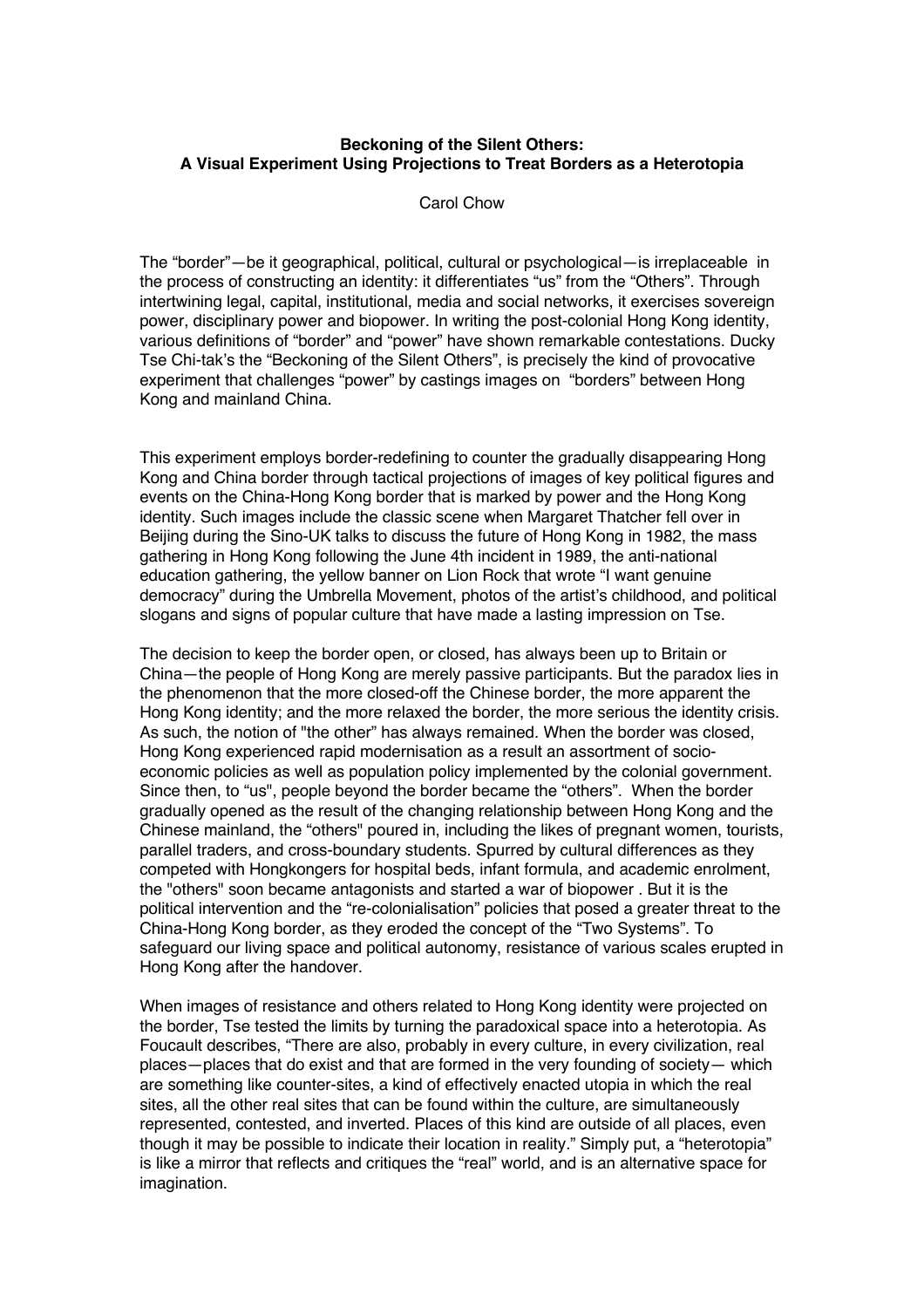**Beckoning of the Silent Others:**
**A Visual Experiment Using Projections to Treat Borders as a Heterotopia**

Carol Chow

The "border"—be it geographical, political, cultural or psychological—is irreplaceable in the process of constructing an identity: it differentiates "us" from the "Others". Through intertwining legal, capital, institutional, media and social networks, it exercises sovereign power, disciplinary power and biopower. In writing the post-colonial Hong Kong identity, various definitions of "border" and "power" have shown remarkable contestations. Ducky Tse Chi-tak's the "Beckoning of the Silent Others", is precisely the kind of provocative experiment that challenges "power" by castings images on "borders" between Hong Kong and mainland China.

This experiment employs border-redefining to counter the gradually disappearing Hong Kong and China border through tactical projections of images of key political figures and events on the China-Hong Kong border that is marked by power and the Hong Kong identity. Such images include the classic scene when Margaret Thatcher fell over in Beijing during the Sino-UK talks to discuss the future of Hong Kong in 1982, the mass gathering in Hong Kong following the June 4th incident in 1989, the anti-national education gathering, the yellow banner on Lion Rock that wrote "I want genuine democracy" during the Umbrella Movement, photos of the artist's childhood, and political slogans and signs of popular culture that have made a lasting impression on Tse.

The decision to keep the border open, or closed, has always been up to Britain or China—the people of Hong Kong are merely passive participants. But the paradox lies in the phenomenon that the more closed-off the Chinese border, the more apparent the Hong Kong identity; and the more relaxed the border, the more serious the identity crisis. As such, the notion of "the other" has always remained. When the border was closed, Hong Kong experienced rapid modernisation as a result an assortment of socio-economic policies as well as population policy implemented by the colonial government. Since then, to "us", people beyond the border became the "others". When the border gradually opened as the result of the changing relationship between Hong Kong and the Chinese mainland, the "others" poured in, including the likes of pregnant women, tourists, parallel traders, and cross-boundary students. Spurred by cultural differences as they competed with Hongkongers for hospital beds, infant formula, and academic enrolment, the "others" soon became antagonists and started a war of biopower . But it is the political intervention and the "re-colonialisation" policies that posed a greater threat to the China-Hong Kong border, as they eroded the concept of the "Two Systems". To safeguard our living space and political autonomy, resistance of various scales erupted in Hong Kong after the handover.

When images of resistance and others related to Hong Kong identity were projected on the border, Tse tested the limits by turning the paradoxical space into a heterotopia. As Foucault describes, "There are also, probably in every culture, in every civilization, real places—places that do exist and that are formed in the very founding of society— which are something like counter-sites, a kind of effectively enacted utopia in which the real sites, all the other real sites that can be found within the culture, are simultaneously represented, contested, and inverted. Places of this kind are outside of all places, even though it may be possible to indicate their location in reality." Simply put, a "heterotopia" is like a mirror that reflects and critiques the "real" world, and is an alternative space for imagination.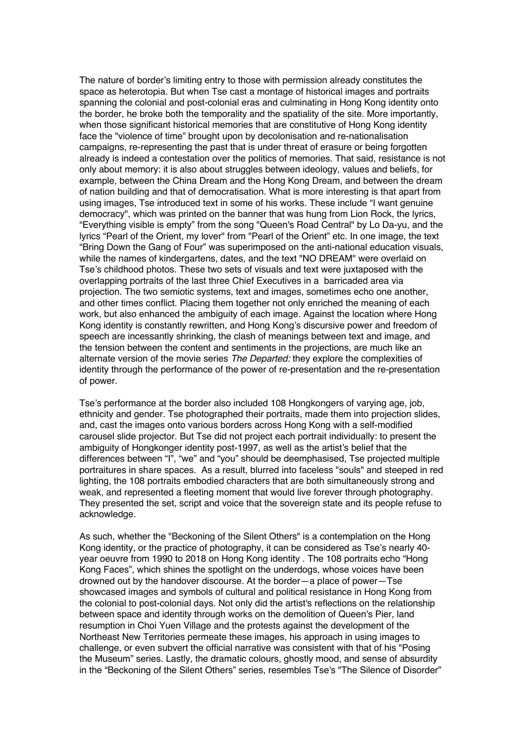The nature of border's limiting entry to those with permission already constitutes the space as heterotopia. But when Tse cast a montage of historical images and portraits spanning the colonial and post-colonial eras and culminating in Hong Kong identity onto the border, he broke both the temporality and the spatiality of the site. More importantly, when those significant historical memories that are constitutive of Hong Kong identity face the "violence of time" brought upon by decolonisation and re-nationalisation campaigns, re-representing the past that is under threat of erasure or being forgotten already is indeed a contestation over the politics of memories. That said, resistance is not only about memory: it is also about struggles between ideology, values and beliefs, for example, between the China Dream and the Hong Kong Dream, and between the dream of nation building and that of democratisation. What is more interesting is that apart from using images, Tse introduced text in some of his works. These include "I want genuine democracy", which was printed on the banner that was hung from Lion Rock, the lyrics, "Everything visible is empty" from the song "Queen's Road Central" by Lo Da-yu, and the lyrics "Pearl of the Orient, my lover" from "Pearl of the Orient" etc. In one image, the text "Bring Down the Gang of Four" was superimposed on the anti-national education visuals, while the names of kindergartens, dates, and the text "NO DREAM" were overlaid on Tse's childhood photos. These two sets of visuals and text were juxtaposed with the overlapping portraits of the last three Chief Executives in a barricaded area via projection. The two semiotic systems, text and images, sometimes echo one another, and other times conflict. Placing them together not only enriched the meaning of each work, but also enhanced the ambiguity of each image. Against the location where Hong Kong identity is constantly rewritten, and Hong Kong's discursive power and freedom of speech are incessantly shrinking, the clash of meanings between text and image, and the tension between the content and sentiments in the projections, are much like an alternate version of the movie series *The Departed:* they explore the complexities of identity through the performance of the power of re-presentation and the re-presentation of power.

Tse's performance at the border also included 108 Hongkongers of varying age, job, ethnicity and gender. Tse photographed their portraits, made them into projection slides, and, cast the images onto various borders across Hong Kong with a self-modified carousel slide projector. But Tse did not project each portrait individually: to present the ambiguity of Hongkonger identity post-1997, as well as the artist's belief that the differences between "I", "we" and "you" should be deemphasised, Tse projected multiple portraitures in share spaces. As a result, blurred into faceless "souls" and steeped in red lighting, the 108 portraits embodied characters that are both simultaneously strong and weak, and represented a fleeting moment that would live forever through photography. They presented the set, script and voice that the sovereign state and its people refuse to acknowledge.

As such, whether the "Beckoning of the Silent Others" is a contemplation on the Hong Kong identity, or the practice of photography, it can be considered as Tse's nearly 40-year oeuvre from 1990 to 2018 on Hong Kong identity . The 108 portraits echo "Hong Kong Faces", which shines the spotlight on the underdogs, whose voices have been drowned out by the handover discourse. At the border—a place of power—Tse showcased images and symbols of cultural and political resistance in Hong Kong from the colonial to post-colonial days. Not only did the artist's reflections on the relationship between space and identity through works on the demolition of Queen's Pier, land resumption in Choi Yuen Village and the protests against the development of the Northeast New Territories permeate these images, his approach in using images to challenge, or even subvert the official narrative was consistent with that of his "Posing the Museum" series. Lastly, the dramatic colours, ghostly mood, and sense of absurdity in the "Beckoning of the Silent Others" series, resembles Tse's "The Silence of Disorder"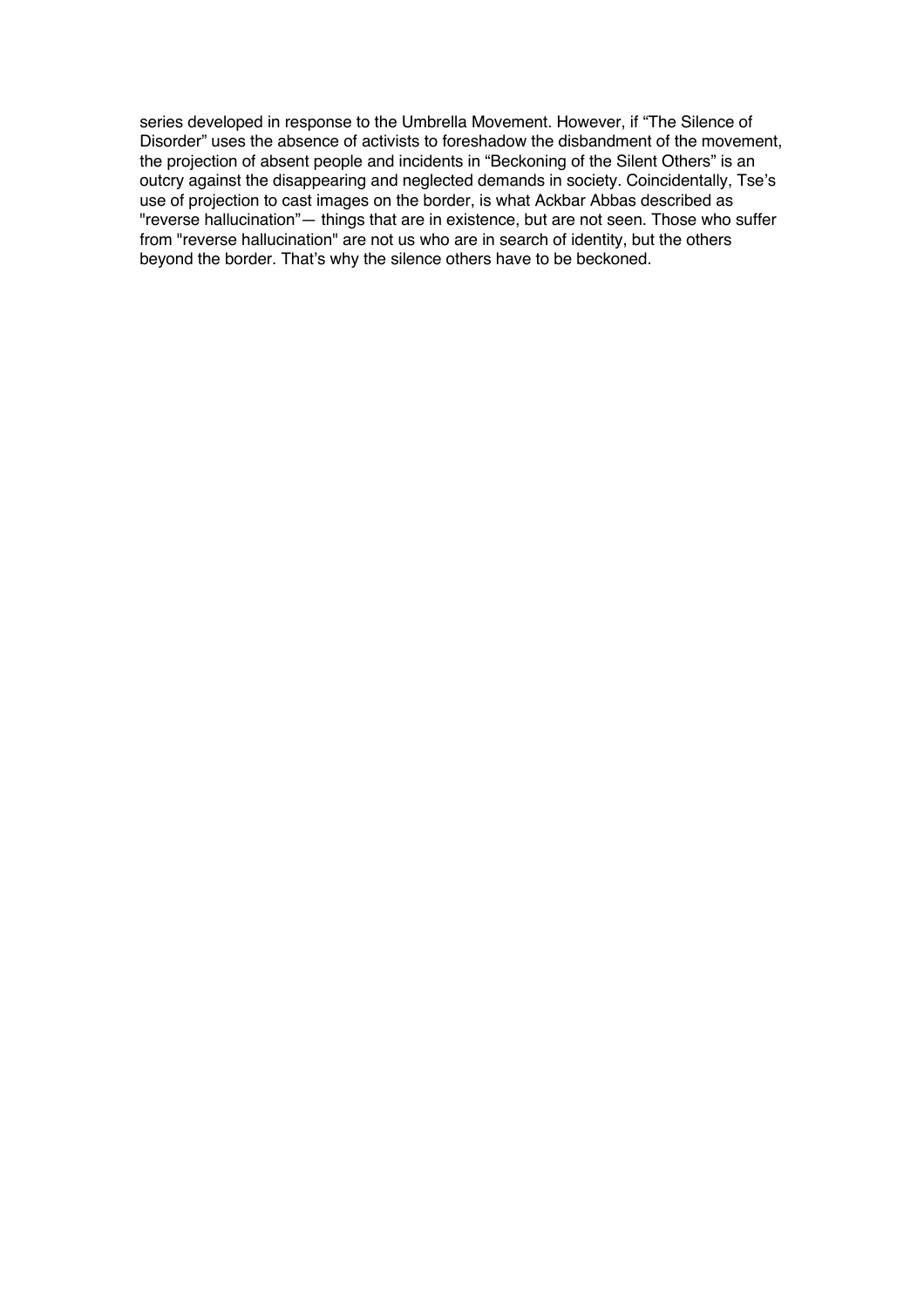series developed in response to the Umbrella Movement. However, if “The Silence of Disorder” uses the absence of activists to foreshadow the disbandment of the movement, the projection of absent people and incidents in “Beckoning of the Silent Others” is an outcry against the disappearing and neglected demands in society. Coincidentally, Tse’s use of projection to cast images on the border, is what Ackbar Abbas described as "reverse hallucination”— things that are in existence, but are not seen. Those who suffer from "reverse hallucination" are not us who are in search of identity, but the others beyond the border. That’s why the silence others have to be beckoned.